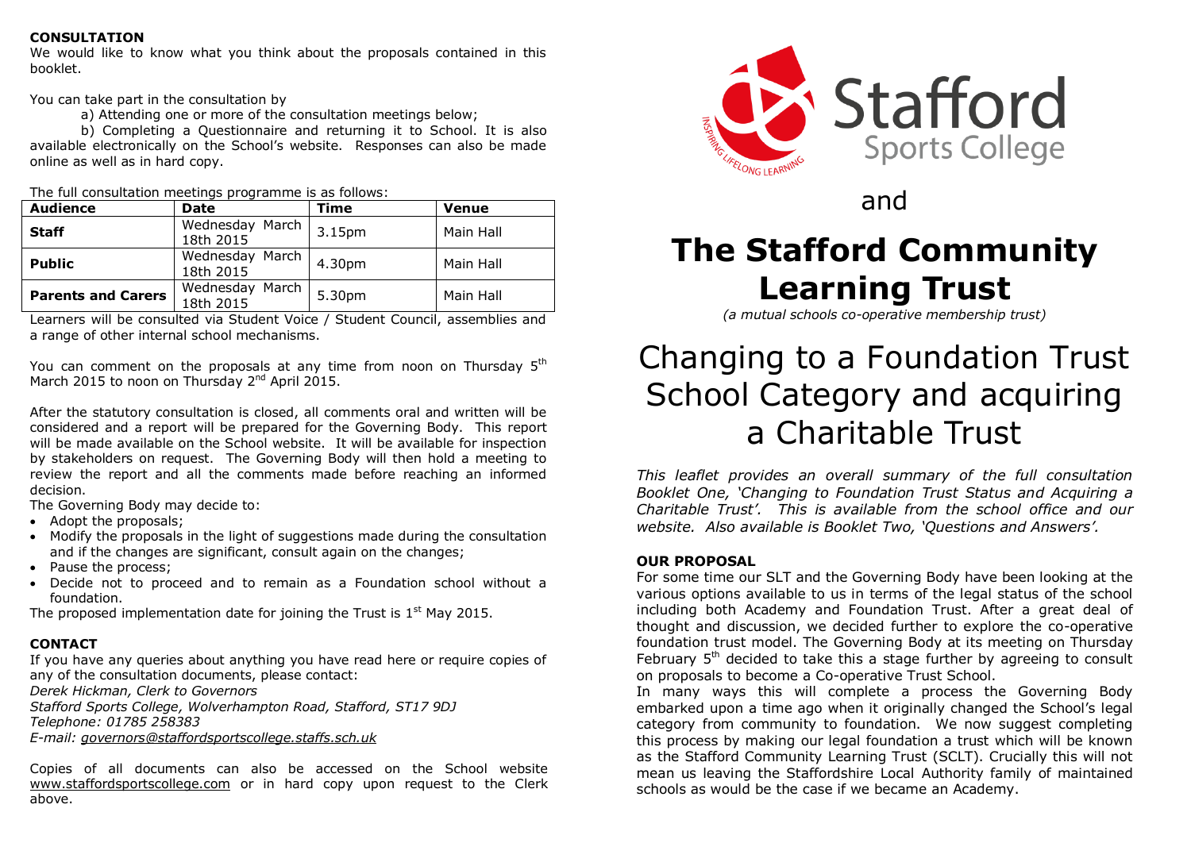**CONSULTATION**

We would like to know what you think about the proposals contained in this booklet.

You can take part in the consultation by

a) Attending one or more of the consultation meetings below;

b) Completing a Questionnaire and returning it to School. It is also available electronically on the School's website. Responses can also be made online as well as in hard copy.

The full consultation meetings programme is as follows:

| Audience | Date | Time | Venue |
|---|---|---|---|
| **Staff** | Wednesday March 18th 2015 | 3.15pm | Main Hall |
| **Public** | Wednesday March 18th 2015 | 4.30pm | Main Hall |
| **Parents and Carers** | Wednesday March 18th 2015 | 5.30pm | Main Hall |

Learners will be consulted via Student Voice / Student Council, assemblies and a range of other internal school mechanisms.

You can comment on the proposals at any time from noon on Thursday 5th March 2015 to noon on Thursday 2nd April 2015.

After the statutory consultation is closed, all comments oral and written will be considered and a report will be prepared for the Governing Body. This report will be made available on the School website. It will be available for inspection by stakeholders on request. The Governing Body will then hold a meeting to review the report and all the comments made before reaching an informed decision.

The Governing Body may decide to:

- Adopt the proposals;
- Modify the proposals in the light of suggestions made during the consultation and if the changes are significant, consult again on the changes;
- Pause the process;
- Decide not to proceed and to remain as a Foundation school without a foundation.

The proposed implementation date for joining the Trust is 1st May 2015.

**CONTACT**

If you have any queries about anything you have read here or require copies of any of the consultation documents, please contact:

*Derek Hickman, Clerk to Governors*
*Stafford Sports College, Wolverhampton Road, Stafford, ST17 9DJ*
*Telephone: 01785 258383*
*E-mail: governors@staffordsportscollege.staffs.sch.uk*

Copies of all documents can also be accessed on the School website www.staffordsportscollege.com or in hard copy upon request to the Clerk above.

Stafford Sports College
INSPIRING LIFELONG LEARNING

and

# The Stafford Community Learning Trust

*(a mutual schools co-operative membership trust)*

# Changing to a Foundation Trust School Category and acquiring a Charitable Trust

*This leaflet provides an overall summary of the full consultation Booklet One, 'Changing to Foundation Trust Status and Acquiring a Charitable Trust'. This is available from the school office and our website. Also available is Booklet Two, 'Questions and Answers'.*

**OUR PROPOSAL**

For some time our SLT and the Governing Body have been looking at the various options available to us in terms of the legal status of the school including both Academy and Foundation Trust. After a great deal of thought and discussion, we decided further to explore the co-operative foundation trust model. The Governing Body at its meeting on Thursday February 5th decided to take this a stage further by agreeing to consult on proposals to become a Co-operative Trust School.

In many ways this will complete a process the Governing Body embarked upon a time ago when it originally changed the School's legal category from community to foundation. We now suggest completing this process by making our legal foundation a trust which will be known as the Stafford Community Learning Trust (SCLT). Crucially this will not mean us leaving the Staffordshire Local Authority family of maintained schools as would be the case if we became an Academy.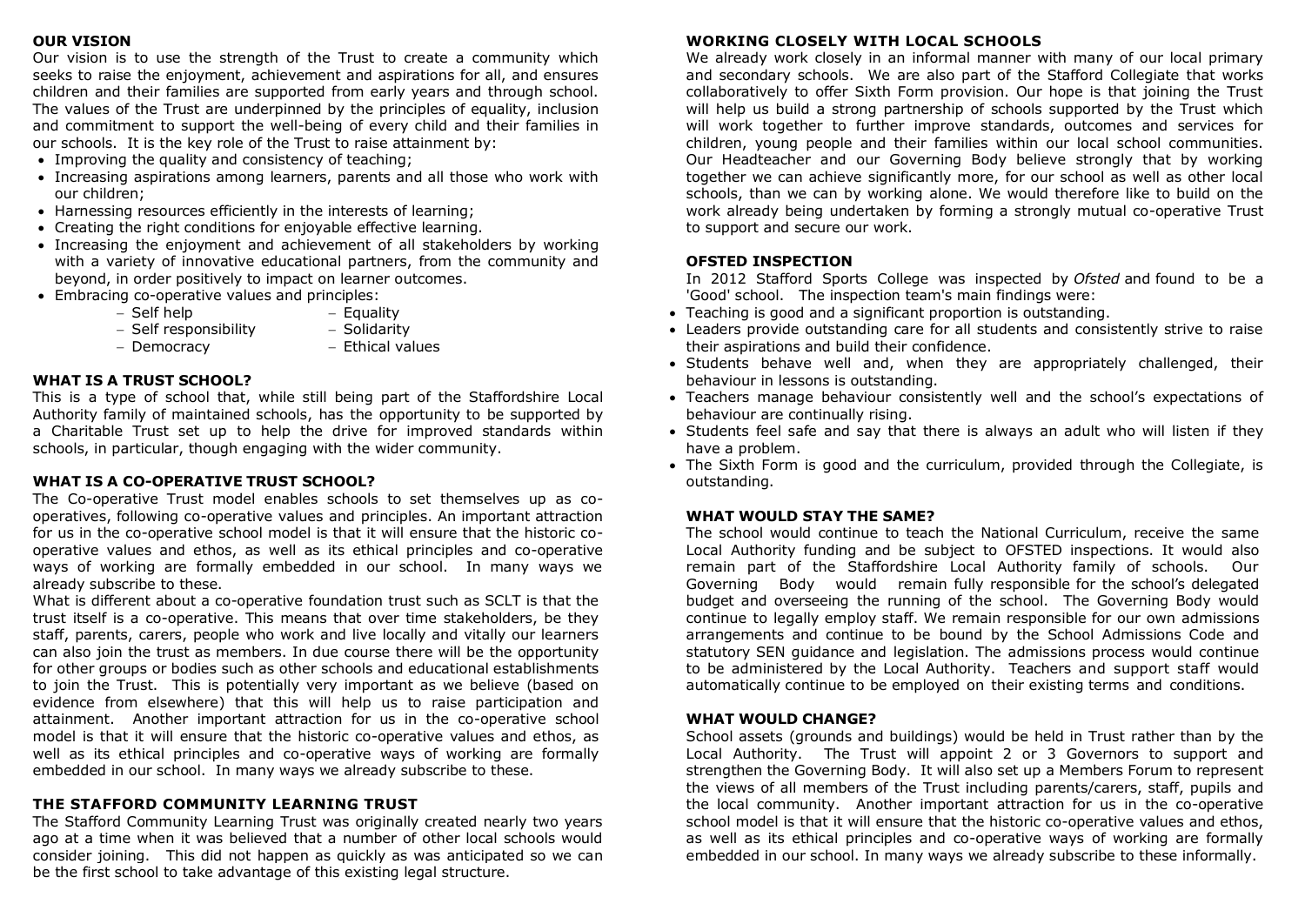## OUR VISION

Our vision is to use the strength of the Trust to create a community which seeks to raise the enjoyment, achievement and aspirations for all, and ensures children and their families are supported from early years and through school. The values of the Trust are underpinned by the principles of equality, inclusion and commitment to support the well-being of every child and their families in our schools. It is the key role of the Trust to raise attainment by:

- Improving the quality and consistency of teaching;
- Increasing aspirations among learners, parents and all those who work with our children;
- Harnessing resources efficiently in the interests of learning;
- Creating the right conditions for enjoyable effective learning.
- Increasing the enjoyment and achievement of all stakeholders by working with a variety of innovative educational partners, from the community and beyond, in order positively to impact on learner outcomes.
- Embracing co-operative values and principles:
  - Self help
  - Self responsibility
  - Democracy
  - Equality
  - Solidarity
  - Ethical values

## WHAT IS A TRUST SCHOOL?

This is a type of school that, while still being part of the Staffordshire Local Authority family of maintained schools, has the opportunity to be supported by a Charitable Trust set up to help the drive for improved standards within schools, in particular, though engaging with the wider community.

## WHAT IS A CO-OPERATIVE TRUST SCHOOL?

The Co-operative Trust model enables schools to set themselves up as co-operatives, following co-operative values and principles. An important attraction for us in the co-operative school model is that it will ensure that the historic co-operative values and ethos, as well as its ethical principles and co-operative ways of working are formally embedded in our school. In many ways we already subscribe to these.

What is different about a co-operative foundation trust such as SCLT is that the trust itself is a co-operative. This means that over time stakeholders, be they staff, parents, carers, people who work and live locally and vitally our learners can also join the trust as members. In due course there will be the opportunity for other groups or bodies such as other schools and educational establishments to join the Trust. This is potentially very important as we believe (based on evidence from elsewhere) that this will help us to raise participation and attainment. Another important attraction for us in the co-operative school model is that it will ensure that the historic co-operative values and ethos, as well as its ethical principles and co-operative ways of working are formally embedded in our school. In many ways we already subscribe to these.

## THE STAFFORD COMMUNITY LEARNING TRUST

The Stafford Community Learning Trust was originally created nearly two years ago at a time when it was believed that a number of other local schools would consider joining. This did not happen as quickly as was anticipated so we can be the first school to take advantage of this existing legal structure.

## WORKING CLOSELY WITH LOCAL SCHOOLS

We already work closely in an informal manner with many of our local primary and secondary schools. We are also part of the Stafford Collegiate that works collaboratively to offer Sixth Form provision. Our hope is that joining the Trust will help us build a strong partnership of schools supported by the Trust which will work together to further improve standards, outcomes and services for children, young people and their families within our local school communities. Our Headteacher and our Governing Body believe strongly that by working together we can achieve significantly more, for our school as well as other local schools, than we can by working alone. We would therefore like to build on the work already being undertaken by forming a strongly mutual co-operative Trust to support and secure our work.

## OFSTED INSPECTION

In 2012 Stafford Sports College was inspected by *Ofsted* and found to be a 'Good' school. The inspection team's main findings were:

- Teaching is good and a significant proportion is outstanding.
- Leaders provide outstanding care for all students and consistently strive to raise their aspirations and build their confidence.
- Students behave well and, when they are appropriately challenged, their behaviour in lessons is outstanding.
- Teachers manage behaviour consistently well and the school's expectations of behaviour are continually rising.
- Students feel safe and say that there is always an adult who will listen if they have a problem.
- The Sixth Form is good and the curriculum, provided through the Collegiate, is outstanding.

## WHAT WOULD STAY THE SAME?

The school would continue to teach the National Curriculum, receive the same Local Authority funding and be subject to OFSTED inspections. It would also remain part of the Staffordshire Local Authority family of schools. Our Governing Body would remain fully responsible for the school's delegated budget and overseeing the running of the school. The Governing Body would continue to legally employ staff. We remain responsible for our own admissions arrangements and continue to be bound by the School Admissions Code and statutory SEN guidance and legislation. The admissions process would continue to be administered by the Local Authority. Teachers and support staff would automatically continue to be employed on their existing terms and conditions.

## WHAT WOULD CHANGE?

School assets (grounds and buildings) would be held in Trust rather than by the Local Authority. The Trust will appoint 2 or 3 Governors to support and strengthen the Governing Body. It will also set up a Members Forum to represent the views of all members of the Trust including parents/carers, staff, pupils and the local community. Another important attraction for us in the co-operative school model is that it will ensure that the historic co-operative values and ethos, as well as its ethical principles and co-operative ways of working are formally embedded in our school. In many ways we already subscribe to these informally.